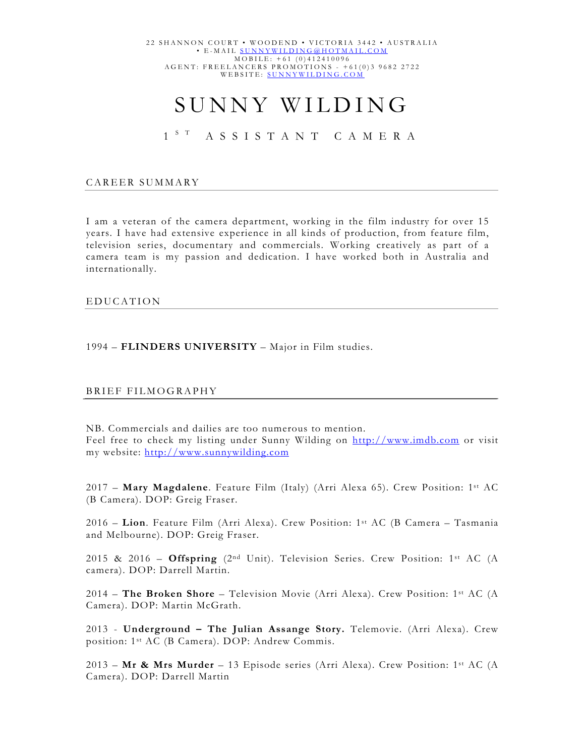22 SHANNON COURT • WOODEND • VICTORIA 3442 • AUSTRALIA
• E-MAIL SUNNYWILDING@HOTMAIL.COM
MOBILE: +61 (0)412410096
AGENT: FREELANCERS PROMOTIONS - +61(0)3 9682 2722
WEBSITE: SUNNYWILDING.COM

# SUNNY WILDING

## 1ST ASSISTANT CAMERA

## CAREER SUMMARY

I am a veteran of the camera department, working in the film industry for over 15 years. I have had extensive experience in all kinds of production, from feature film, television series, documentary and commercials. Working creatively as part of a camera team is my passion and dedication. I have worked both in Australia and internationally.

## EDUCATION

1994 – **FLINDERS UNIVERSITY** – Major in Film studies.

## BRIEF FILMOGRAPHY

NB. Commercials and dailies are too numerous to mention.
Feel free to check my listing under Sunny Wilding on http://www.imdb.com or visit my website: http://www.sunnywilding.com

2017 – **Mary Magdalene**. Feature Film (Italy) (Arri Alexa 65). Crew Position: 1st AC (B Camera). DOP: Greig Fraser.

2016 – **Lion**. Feature Film (Arri Alexa). Crew Position: 1st AC (B Camera – Tasmania and Melbourne). DOP: Greig Fraser.

2015 & 2016 – **Offspring** (2nd Unit). Television Series. Crew Position: 1st AC (A camera). DOP: Darrell Martin.

2014 – **The Broken Shore** – Television Movie (Arri Alexa). Crew Position: 1st AC (A Camera). DOP: Martin McGrath.

2013 - **Underground – The Julian Assange Story.** Telemovie. (Arri Alexa). Crew position: 1st AC (B Camera). DOP: Andrew Commis.

2013 – **Mr & Mrs Murder** – 13 Episode series (Arri Alexa). Crew Position: 1st AC (A Camera). DOP: Darrell Martin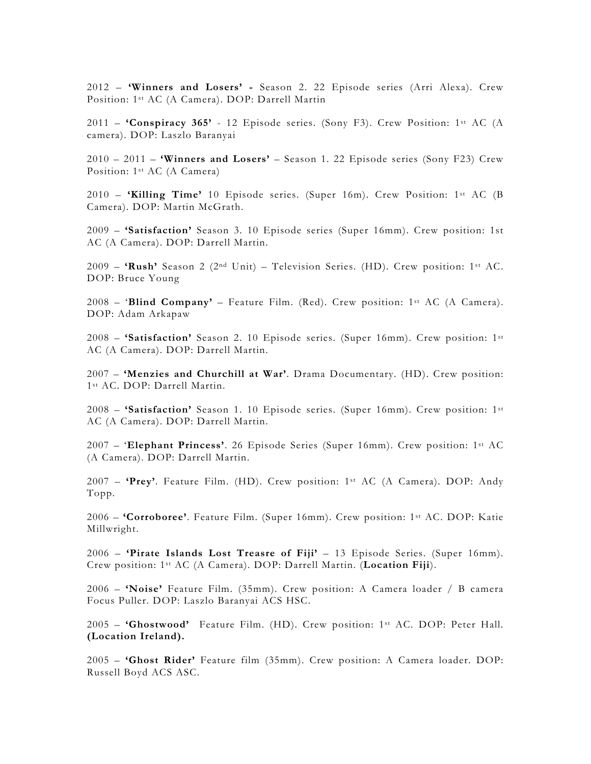2012 – **'Winners and Losers' -** Season 2. 22 Episode series (Arri Alexa). Crew Position: 1st AC (A Camera). DOP: Darrell Martin

2011 – **'Conspiracy 365'** - 12 Episode series. (Sony F3). Crew Position: 1st AC (A camera). DOP: Laszlo Baranyai

2010 – 2011 – **'Winners and Losers'** – Season 1. 22 Episode series (Sony F23) Crew Position: 1st AC (A Camera)

2010 – **'Killing Time'** 10 Episode series. (Super 16m). Crew Position: 1st AC (B Camera). DOP: Martin McGrath.

2009 – **'Satisfaction'** Season 3. 10 Episode series (Super 16mm). Crew position: 1st AC (A Camera). DOP: Darrell Martin.

2009 – **'Rush'** Season 2 (2nd Unit) – Television Series. (HD). Crew position: 1st AC. DOP: Bruce Young

2008 – '**Blind Company'** – Feature Film. (Red). Crew position: 1st AC (A Camera). DOP: Adam Arkapaw

2008 – **'Satisfaction'** Season 2. 10 Episode series. (Super 16mm). Crew position: 1st AC (A Camera). DOP: Darrell Martin.

2007 – **'Menzies and Churchill at War'**. Drama Documentary. (HD). Crew position: 1st AC. DOP: Darrell Martin.

2008 – **'Satisfaction'** Season 1. 10 Episode series. (Super 16mm). Crew position: 1st AC (A Camera). DOP: Darrell Martin.

2007 – '**Elephant Princess'**. 26 Episode Series (Super 16mm). Crew position: 1st AC (A Camera). DOP: Darrell Martin.

2007 – **'Prey'**. Feature Film. (HD). Crew position: 1st AC (A Camera). DOP: Andy Topp.

2006 – **'Corroboree'**. Feature Film. (Super 16mm). Crew position: 1st AC. DOP: Katie Millwright.

2006 – **'Pirate Islands Lost Treasre of Fiji'** – 13 Episode Series. (Super 16mm). Crew position: 1st AC (A Camera). DOP: Darrell Martin. (**Location Fiji**).

2006 – **'Noise'** Feature Film. (35mm). Crew position: A Camera loader / B camera Focus Puller. DOP: Laszlo Baranyai ACS HSC.

2005 – **'Ghostwood'** Feature Film. (HD). Crew position: 1st AC. DOP: Peter Hall. **(Location Ireland).**

2005 – **'Ghost Rider'** Feature film (35mm). Crew position: A Camera loader. DOP: Russell Boyd ACS ASC.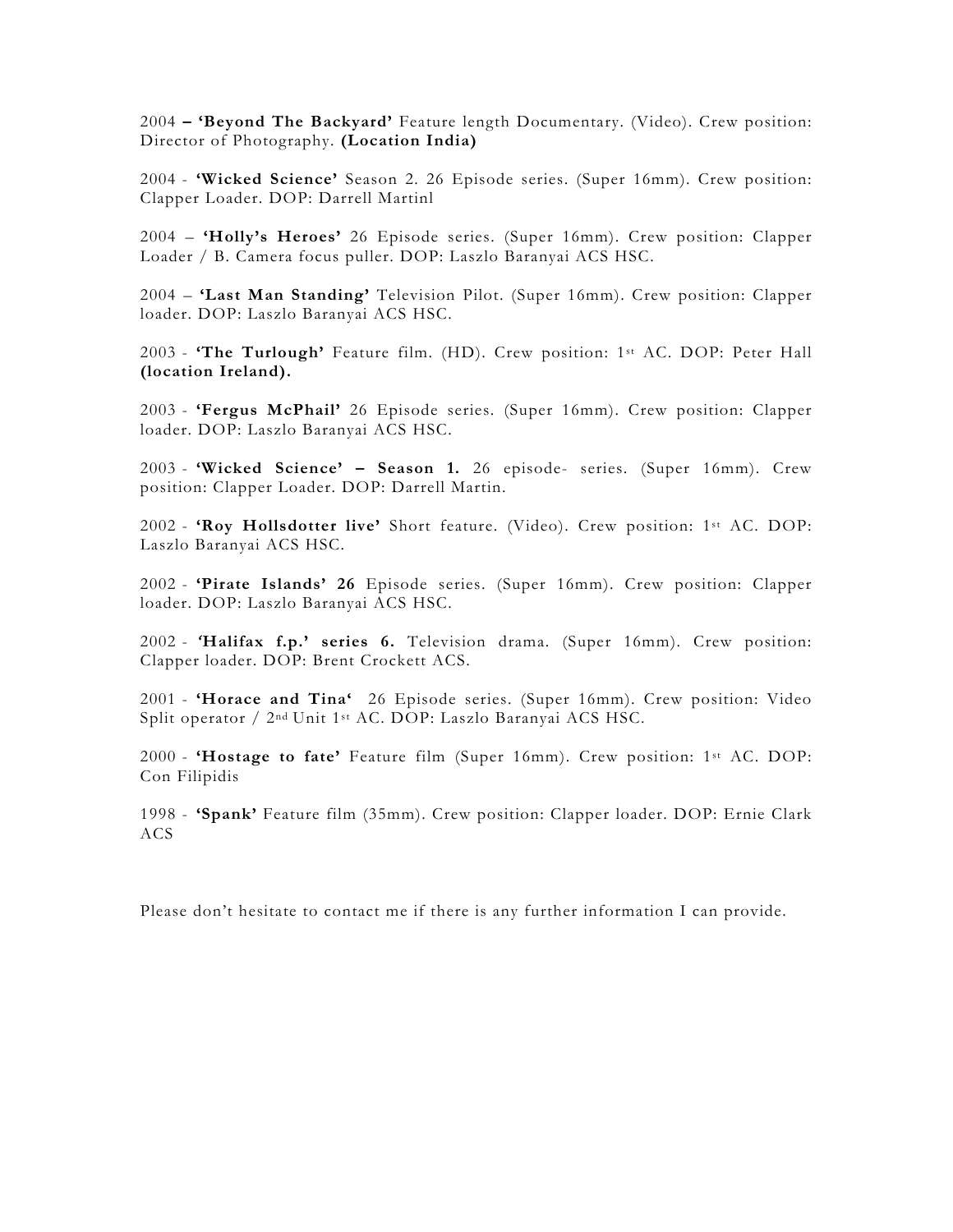2004 **– 'Beyond The Backyard'** Feature length Documentary. (Video). Crew position: Director of Photography. **(Location India)**

2004 - **'Wicked Science'** Season 2. 26 Episode series. (Super 16mm). Crew position: Clapper Loader. DOP: Darrell Martinl

2004 – **'Holly's Heroes'** 26 Episode series. (Super 16mm). Crew position: Clapper Loader / B. Camera focus puller. DOP: Laszlo Baranyai ACS HSC.

2004 – **'Last Man Standing'** Television Pilot. (Super 16mm). Crew position: Clapper loader. DOP: Laszlo Baranyai ACS HSC.

2003 - **'The Turlough'** Feature film. (HD). Crew position: 1st AC. DOP: Peter Hall **(location Ireland).**

2003 - **'Fergus McPhail'** 26 Episode series. (Super 16mm). Crew position: Clapper loader. DOP: Laszlo Baranyai ACS HSC.

2003 - **'Wicked Science' – Season 1.** 26 episode- series. (Super 16mm). Crew position: Clapper Loader. DOP: Darrell Martin.

2002 - **'Roy Hollsdotter live'** Short feature. (Video). Crew position: 1st AC. DOP: Laszlo Baranyai ACS HSC.

2002 - **'Pirate Islands' 26** Episode series. (Super 16mm). Crew position: Clapper loader. DOP: Laszlo Baranyai ACS HSC.

2002 - **'Halifax f.p.' series 6.** Television drama. (Super 16mm). Crew position: Clapper loader. DOP: Brent Crockett ACS.

2001 - **'Horace and Tina'** 26 Episode series. (Super 16mm). Crew position: Video Split operator / 2nd Unit 1st AC. DOP: Laszlo Baranyai ACS HSC.

2000 - **'Hostage to fate'** Feature film (Super 16mm). Crew position: 1st AC. DOP: Con Filipidis

1998 - **'Spank'** Feature film (35mm). Crew position: Clapper loader. DOP: Ernie Clark ACS

Please don't hesitate to contact me if there is any further information I can provide.